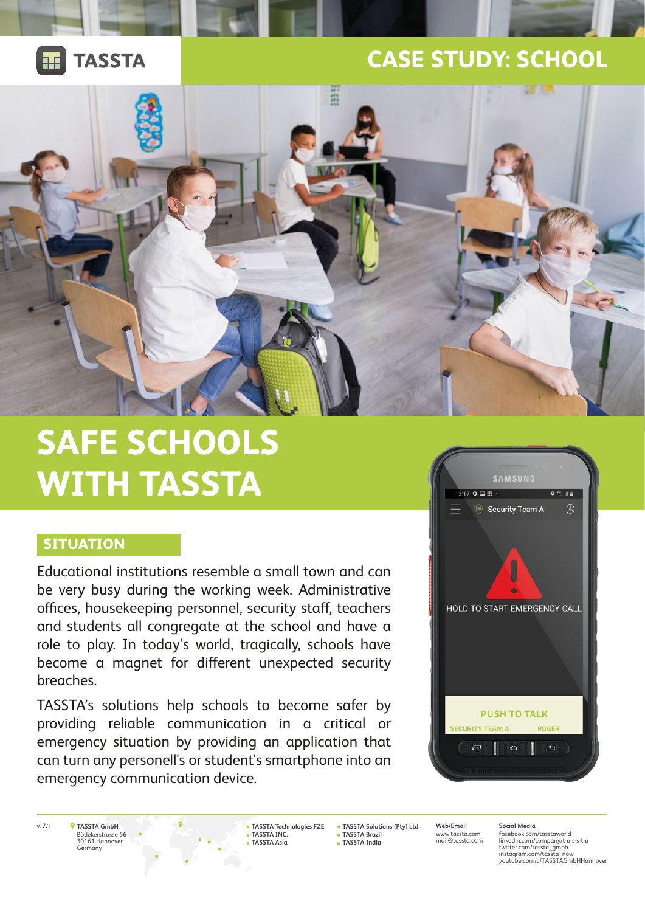TASSTA

# CASE STUDY: SCHOOL

# SAFE SCHOOLS WITH TASSTA

## SITUATION

Educational institutions resemble a small town and can be very busy during the working week. Administrative offices, housekeeping personnel, security staff, teachers and students all congregate at the school and have a role to play. In today's world, tragically, schools have become a magnet for different unexpected security breaches.

TASSTA's solutions help schools to become safer by providing reliable communication in a critical or emergency situation by providing an application that can turn any personell's or student's smartphone into an emergency communication device.

SAMSUNG

13:17

Security Team A

HOLD TO START EMERGENCY CALL

PUSH TO TALK

SECURITY TEAM A ROGER

v. 7.1

TASSTA GmbH
Bödekerstrasse 56
30161 Hannover
Germany

- TASSTA Technologies FZE
- TASSTA INC.
- TASSTA Asia

- TASSTA Solutions (Pty) Ltd.
- TASSTA Brazil
- TASSTA India

Web/Email
www.tassta.com
mail@tassta.com

Social Media
facebook.com/tasstaworld
linkedin.com/company/t-a-s-s-t-a
twitter.com/tassta_gmbh
instagram.com/tassta_now
youtube.com/c/TASSTAGmbHHannover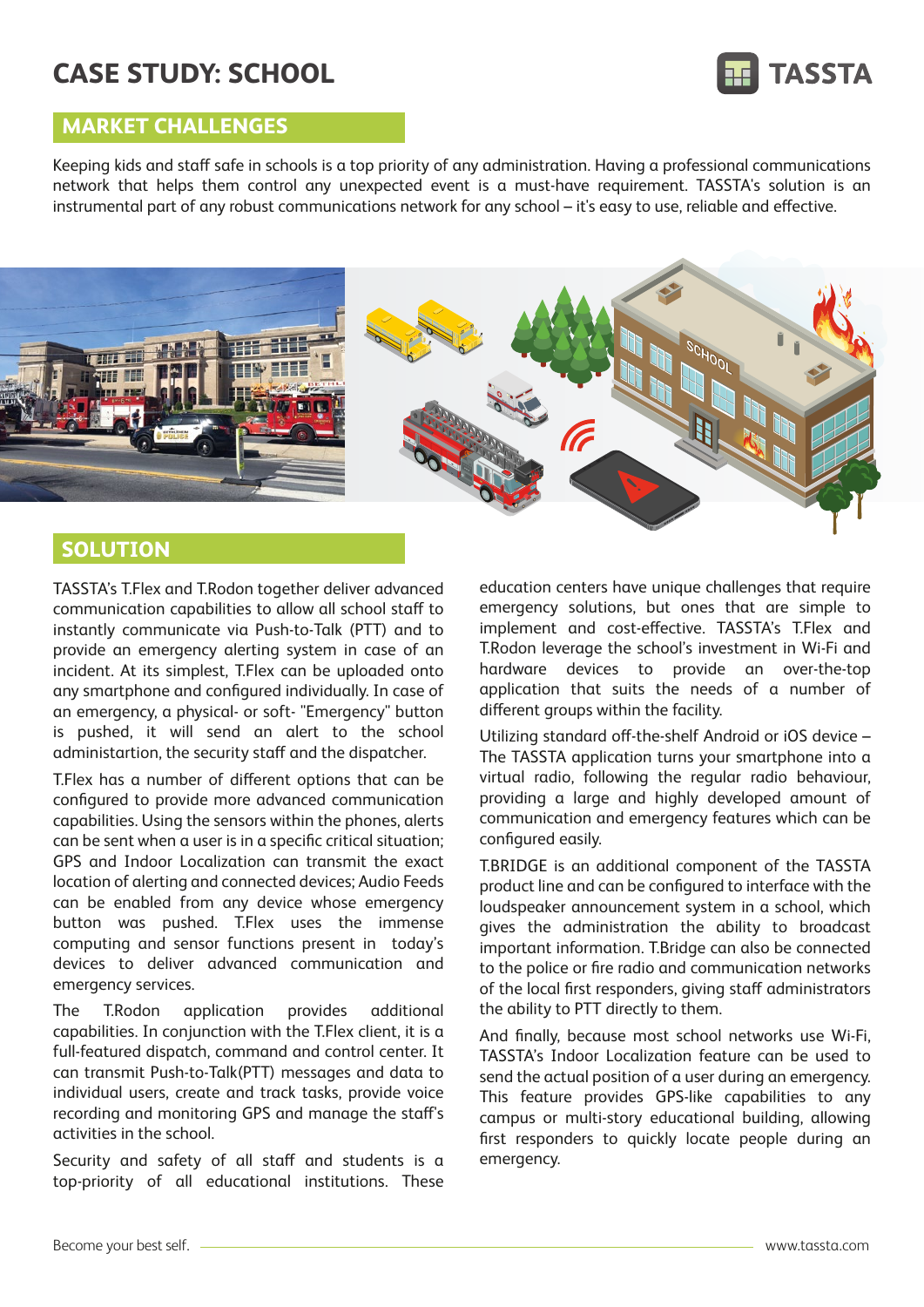# CASE STUDY: SCHOOL

## MARKET CHALLENGES

Keeping kids and staff safe in schools is a top priority of any administration. Having a professional communications network that helps them control any unexpected event is a must-have requirement. TASSTA's solution is an instrumental part of any robust communications network for any school – it's easy to use, reliable and effective.

## SOLUTION

TASSTA's T.Flex and T.Rodon together deliver advanced communication capabilities to allow all school staff to instantly communicate via Push-to-Talk (PTT) and to provide an emergency alerting system in case of an incident. At its simplest, T.Flex can be uploaded onto any smartphone and configured individually. In case of an emergency, a physical- or soft- "Emergency" button is pushed, it will send an alert to the school administartion, the security staff and the dispatcher.

T.Flex has a number of different options that can be configured to provide more advanced communication capabilities. Using the sensors within the phones, alerts can be sent when a user is in a specific critical situation; GPS and Indoor Localization can transmit the exact location of alerting and connected devices; Audio Feeds can be enabled from any device whose emergency button was pushed. T.Flex uses the immense computing and sensor functions present in today's devices to deliver advanced communication and emergency services.

The T.Rodon application provides additional capabilities. In conjunction with the T.Flex client, it is a full-featured dispatch, command and control center. It can transmit Push-to-Talk(PTT) messages and data to individual users, create and track tasks, provide voice recording and monitoring GPS and manage the staff's activities in the school.

Security and safety of all staff and students is a top-priority of all educational institutions. These education centers have unique challenges that require emergency solutions, but ones that are simple to implement and cost-effective. TASSTA's T.Flex and T.Rodon leverage the school's investment in Wi-Fi and hardware devices to provide an over-the-top application that suits the needs of a number of different groups within the facility.

Utilizing standard off-the-shelf Android or iOS device – The TASSTA application turns your smartphone into a virtual radio, following the regular radio behaviour, providing a large and highly developed amount of communication and emergency features which can be configured easily.

T.BRIDGE is an additional component of the TASSTA product line and can be configured to interface with the loudspeaker announcement system in a school, which gives the administration the ability to broadcast important information. T.Bridge can also be connected to the police or fire radio and communication networks of the local first responders, giving staff administrators the ability to PTT directly to them.

And finally, because most school networks use Wi-Fi, TASSTA's Indoor Localization feature can be used to send the actual position of a user during an emergency. This feature provides GPS-like capabilities to any campus or multi-story educational building, allowing first responders to quickly locate people during an emergency.

Become your best self. www.tassta.com